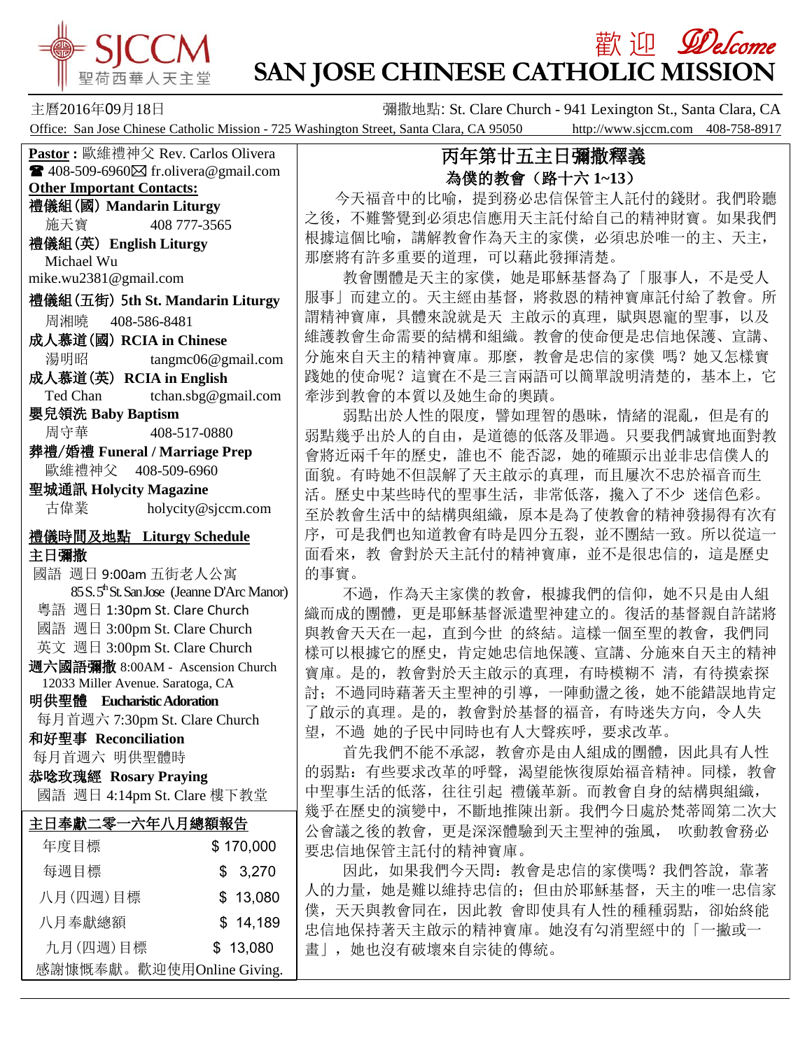# SJCCM 聖荷西華人天主堂

# 歡迎 Welcome
# SAN JOSE CHINESE CATHOLIC MISSION

主曆2016年09月18日　　彌撒地點: St. Clare Church - 941 Lexington St., Santa Clara, CA

Office: San Jose Chinese Catholic Mission - 725 Washington Street, Santa Clara, CA 95050　http://www.sjccm.com　408-758-8917

**Pastor :** 歐維禮神父 Rev. Carlos Olivera
☎ 408-509-6960 ✉ fr.olivera@gmail.com

**Other Important Contacts:**

**禮儀組(國) Mandarin Liturgy**
施天寶　408 777-3565

**禮儀組(英) English Liturgy**
Michael Wu
mike.wu2381@gmail.com

**禮儀組(五街) 5th St. Mandarin Liturgy**
周湘曉　408-586-8481

**成人慕道(國) RCIA in Chinese**
湯明昭　tangmc06@gmail.com

**成人慕道(英) RCIA in English**
Ted Chan　tchan.sbg@gmail.com

**嬰兒領洗 Baby Baptism**
周守華　408-517-0880

**葬禮/婚禮 Funeral / Marriage Prep**
歐維禮神父　408-509-6960

**聖城通訊 Holycity Magazine**
古偉業　holycity@sjccm.com

**禮儀時間及地點 Liturgy Schedule**

**主日彌撒**
國語 週日 9:00am 五街老人公寓
85 S. 5th St. San Jose (Jeanne D'Arc Manor)
粵語 週日 1:30pm St. Clare Church
國語 週日 3:00pm St. Clare Church
英文 週日 3:00pm St. Clare Church

**週六國語彌撒** 8:00AM - Ascension Church
12033 Miller Avenue. Saratoga, CA

**明供聖體 Eucharistic Adoration**
每月首週六 7:30pm St. Clare Church

**和好聖事 Reconciliation**
每月首週六 明供聖體時

**恭唸玫瑰經 Rosary Praying**
國語 週日 4:14pm St. Clare 樓下教堂

**主日奉獻二零一六年八月總額報告**

| 項目 | 金額 |
|---|---|
| 年度目標 | $ 170,000 |
| 每週目標 | $ 3,270 |
| 八月(四週)目標 | $ 13,080 |
| 八月奉獻總額 | $ 14,189 |
| 九月(四週)目標 | $ 13,080 |

感謝慷慨奉獻。歡迎使用Online Giving.

## 丙年第廿五主日彌撒釋義

### 為僕的教會（路十六 1~13）

今天福音中的比喻，提到務必忠信保管主人託付的錢財。我們聆聽之後，不難警覺到必須忠信應用天主託付給自己的精神財寶。如果我們根據這個比喻，講解教會作為天主的家僕，必須忠於唯一的主、天主，那麼將有許多重要的道理，可以藉此發揮清楚。

教會團體是天主的家僕，她是耶穌基督為了「服事人，不是受人服事」而建立的。天主經由基督，將救恩的精神寶庫託付給了教會。所謂精神寶庫，具體來說就是天 主啟示的真理，賦與恩寵的聖事，以及維護教會生命需要的結構和組織。教會的使命便是忠信地保護、宣講、分施來自天主的精神寶庫。那麼，教會是忠信的家僕 嗎？她又怎樣實踐她的使命呢？這實在不是三言兩語可以簡單說明清楚的，基本上，它牽涉到教會的本質以及她生命的奧蹟。

弱點出於人性的限度，譬如理智的愚昧，情緒的混亂，但是有的弱點幾乎出於人的自由，是道德的低落及罪過。只要我們誠實地面對教會將近兩千年的歷史，誰也不 能否認，她的確顯示出並非忠信僕人的面貌。有時她不但誤解了天主啟示的真理，而且屢次不忠於福音而生活。歷史中某些時代的聖事生活，非常低落，攙入了不少 迷信色彩。至於教會生活中的結構與組織，原本是為了使教會的精神發揚得有次有序，可是我們也知道教會有時是四分五裂，並不團結一致。所以從這一面看來，教 會對於天主託付的精神寶庫，並不是很忠信的，這是歷史的事實。

不過，作為天主家僕的教會，根據我們的信仰，她不只是由人組織而成的團體，更是耶穌基督派遣聖神建立的。復活的基督親自許諾將與教會天天在一起，直到今世 的終結。這樣一個至聖的教會，我們同樣可以根據它的歷史，肯定她忠信地保護、宣講、分施來自天主的精神寶庫。是的，教會對於天主啟示的真理，有時模糊不 清，有待摸索探討；不過同時藉著天主聖神的引導，一陣動盪之後，她不能錯誤地肯定了啟示的真理。是的，教會對於基督的福音，有時迷失方向，令人失望，不過 她的子民中同時也有人大聲疾呼，要求改革。

首先我們不能不承認，教會亦是由人組成的團體，因此具有人性的弱點：有些要求改革的呼聲，渴望能恢復原始福音精神。同樣，教會中聖事生活的低落，往往引起 禮儀革新。而教會自身的結構與組織，幾乎在歷史的演變中，不斷地推陳出新。我們今日處於梵蒂岡第二次大公會議之後的教會，更是深深體驗到天主聖神的強風， 吹動教會務必要忠信地保管主託付的精神寶庫。

因此，如果我們今天問：教會是忠信的家僕嗎？我們答說，靠著人的力量，她是難以維持忠信的；但由於耶穌基督，天主的唯一忠信家僕，天天與教會同在，因此教 會即使具有人性的種種弱點，卻始終能忠信地保持著天主啟示的精神寶庫。她沒有勾消聖經中的「一撇或一畫」，她也沒有破壞來自宗徒的傳統。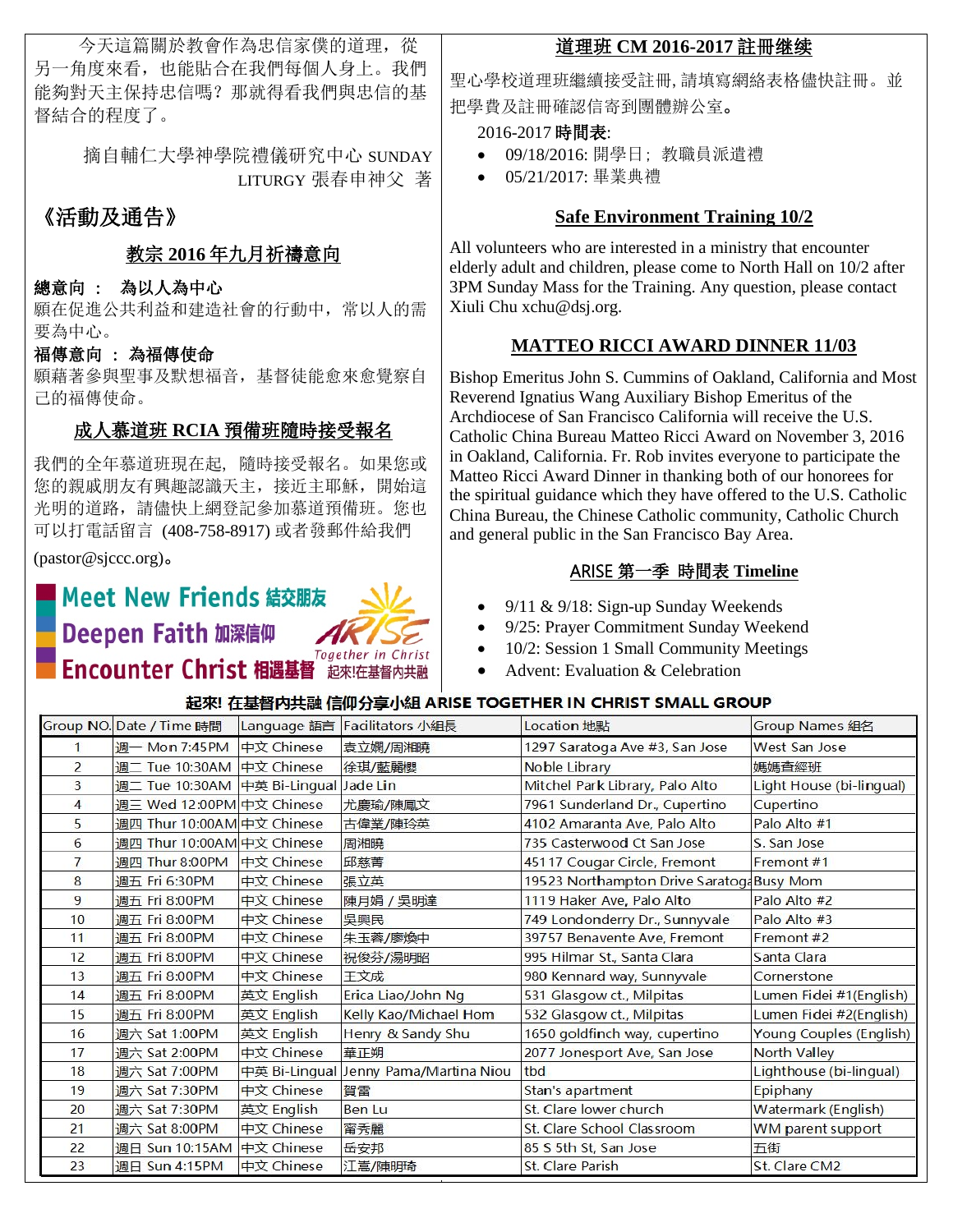今天這篇關於教會作為忠信家僕的道理，從另一角度來看，也能貼合在我們每個人身上。我們能夠對天主保持忠信嗎？那就得看看我們與忠信的基督結合的程度了。

摘自輔仁大學神學院禮儀研究中心 SUNDAY LITURGY 張春申神父 著

## 《活動及通告》

### 教宗 2016 年九月祈禱意向

**總意向 ： 為以人為中心**
願在促進公共利益和建造社會的行動中，常以人的需要為中心。
**福傳意向 ： 為福傳使命**
願藉著參與聖事及默想福音，基督徒能愈來愈覺察自己的福傳使命。

### 成人慕道班 RCIA 預備班隨時接受報名

我們的全年慕道班現在起，隨時接受報名。如果您或您的親戚朋友有興趣認識天主，接近主耶穌，開始這光明的道路，請儘快上網登記參加慕道預備班。您也可以打電話留言 (408-758-8917) 或者發郵件給我們 (pastor@sjccc.org)。

Meet New Friends 結交朋友
Deepen Faith 加深信仰
Encounter Christ 相遇基督
ARISE Together in Christ 起來!在基督內共融

### 道理班 CM 2016-2017 註冊继续

聖心學校道理班繼續接受註冊, 請填寫網絡表格儘快註冊。並把學費及註冊確認信寄到團體辦公室。

2016-2017 時間表:

- 09/18/2016: 開學日; 教職員派遣禮
- 05/21/2017: 畢業典禮

### Safe Environment Training 10/2

All volunteers who are interested in a ministry that encounter elderly adult and children, please come to North Hall on 10/2 after 3PM Sunday Mass for the Training. Any question, please contact Xiuli Chu xchu@dsj.org.

### MATTEO RICCI AWARD DINNER 11/03

Bishop Emeritus John S. Cummins of Oakland, California and Most Reverend Ignatius Wang Auxiliary Bishop Emeritus of the Archdiocese of San Francisco California will receive the U.S. Catholic China Bureau Matteo Ricci Award on November 3, 2016 in Oakland, California. Fr. Rob invites everyone to participate the Matteo Ricci Award Dinner in thanking both of our honorees for the spiritual guidance which they have offered to the U.S. Catholic China Bureau, the Chinese Catholic community, Catholic Church and general public in the San Francisco Bay Area.

### ARISE 第一季 時間表 Timeline

- 9/11 & 9/18: Sign-up Sunday Weekends
- 9/25: Prayer Commitment Sunday Weekend
- 10/2: Session 1 Small Community Meetings
- Advent: Evaluation & Celebration

### 起來! 在基督内共融 信仰分享小組 ARISE TOGETHER IN CHRIST SMALL GROUP

| Group NO. | Date / Time 時間 | Language 語言 | Facilitators 小組長 | Location 地點 | Group Names 組名 |
|---|---|---|---|---|---|
| 1 | 週一 Mon 7:45PM | 中文 Chinese | 袁立嫻/周湘曉 | 1297 Saratoga Ave #3, San Jose | West San Jose |
| 2 | 週二 Tue 10:30AM | 中文 Chinese | 徐琪/藍麗櫻 | Noble Library | 媽媽查經班 |
| 3 | 週二 Tue 10:30AM | 中英 Bi-Lingual | Jade Lin | Mitchel Park Library, Palo Alto | Light House (bi-lingual) |
| 4 | 週三 Wed 12:00PM | 中文 Chinese | 尤慶琦/陳鳳文 | 7961 Sunderland Dr., Cupertino | Cupertino |
| 5 | 週四 Thur 10:00AM | 中文 Chinese | 古偉業/陳玲英 | 4102 Amaranta Ave, Palo Alto | Palo Alto #1 |
| 6 | 週四 Thur 10:00AM | 中文 Chinese | 周湘曉 | 735 Casterwood Ct San Jose | S. San Jose |
| 7 | 週四 Thur 8:00PM | 中文 Chinese | 邱慈菁 | 45117 Cougar Circle, Fremont | Fremont #1 |
| 8 | 週五 Fri 6:30PM | 中文 Chinese | 張立英 | 19523 Northampton Drive Saratoga | Busy Mom |
| 9 | 週五 Fri 8:00PM | 中文 Chinese | 陳月娟 / 吳明達 | 1119 Haker Ave, Palo Alto | Palo Alto #2 |
| 10 | 週五 Fri 8:00PM | 中文 Chinese | 吳興民 | 749 Londonderry Dr., Sunnyvale | Palo Alto #3 |
| 11 | 週五 Fri 8:00PM | 中文 Chinese | 朱玉蓉/廖煥中 | 39757 Benavente Ave, Fremont | Fremont #2 |
| 12 | 週五 Fri 8:00PM | 中文 Chinese | 祝俊芬/湯明昭 | 995 Hilmar St., Santa Clara | Santa Clara |
| 13 | 週五 Fri 8:00PM | 中文 Chinese | 王文成 | 980 Kennard way, Sunnyvale | Cornerstone |
| 14 | 週五 Fri 8:00PM | 英文 English | Erica Liao/John Ng | 531 Glasgow ct., Milpitas | Lumen Fidei #1(English) |
| 15 | 週五 Fri 8:00PM | 英文 English | Kelly Kao/Michael Hom | 532 Glasgow ct., Milpitas | Lumen Fidei #2(English) |
| 16 | 週六 Sat 1:00PM | 英文 English | Henry & Sandy Shu | 1650 goldfinch way, cupertino | Young Couples (English) |
| 17 | 週六 Sat 2:00PM | 中文 Chinese | 華正翊 | 2077 Jonesport Ave, San Jose | North Valley |
| 18 | 週六 Sat 7:00PM | 中英 Bi-Lingual | Jenny Pama/Martina Niou | tbd | Lighthouse (bi-lingual) |
| 19 | 週六 Sat 7:30PM | 中文 Chinese | 賀雷 | Stan's apartment | Epiphany |
| 20 | 週六 Sat 7:30PM | 英文 English | Ben Lu | St. Clare lower church | Watermark (English) |
| 21 | 週六 Sat 8:00PM | 中文 Chinese | 甯秀麗 | St. Clare School Classroom | WM parent support |
| 22 | 週日 Sun 10:15AM | 中文 Chinese | 岳安邦 | 85 S 5th St, San Jose | 五街 |
| 23 | 週日 Sun 4:15PM | 中文 Chinese | 江熹/陳明琦 | St. Clare Parish | St. Clare CM2 |